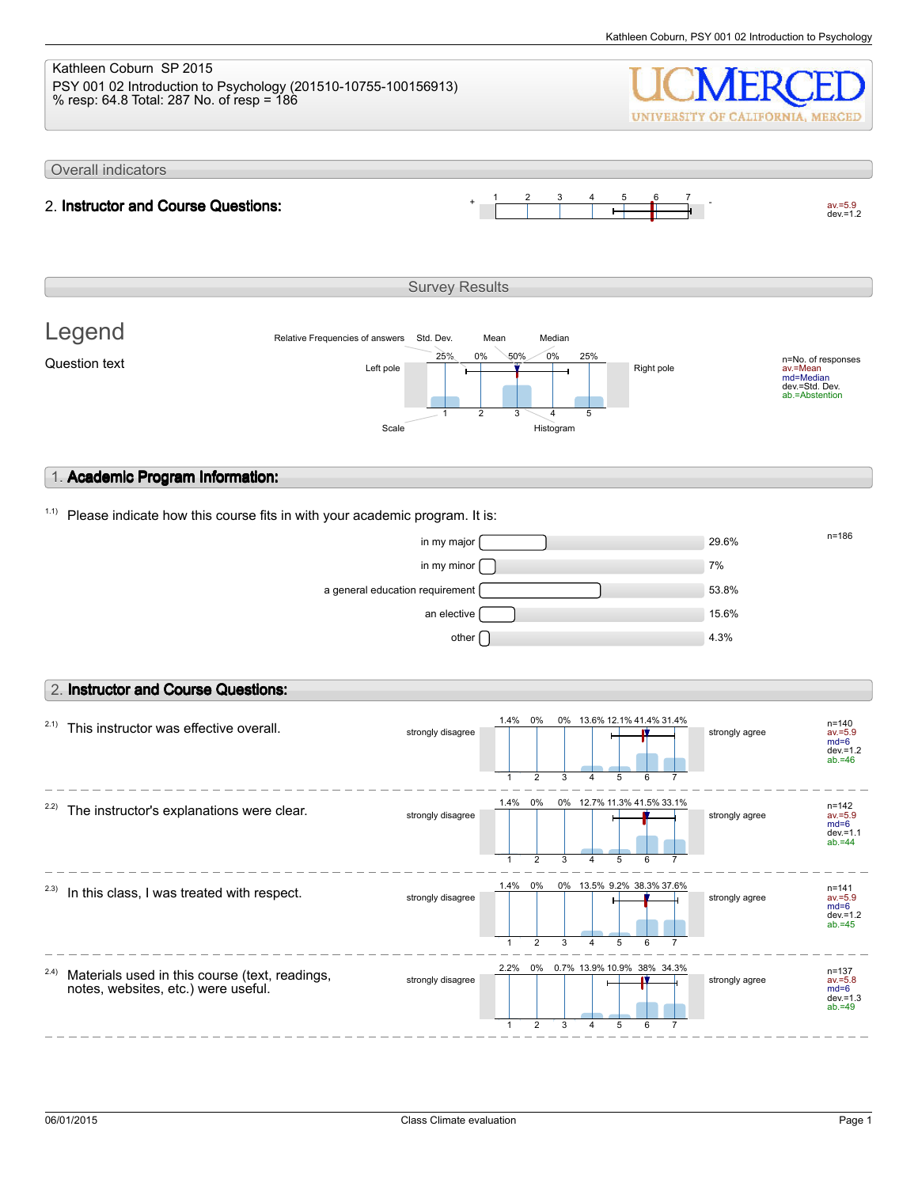Kathleen Coburn SP 2015
PSY 001 02 Introduction to Psychology (201510-10755-100156913)
% resp: 64.8 Total: 287 No. of resp = 186

UCMERCED
UNIVERSITY OF CALIFORNIA, MERCED

## Overall indicators

**2. Instructor and Course Questions:** av.=5.9 dev.=1.2

## Survey Results

### Legend

Question text

Relative Frequencies of answers, Std. Dev., Mean, Median, Left pole, Right pole, Scale, Histogram

n=No. of responses
av.=Mean
md=Median
dev.=Std. Dev.
ab.=Abstention

## 1. Academic Program Information:

1.1) Please indicate how this course fits in with your academic program. It is:

n=186

| Answer | % |
|---|---|
| in my major | 29.6% |
| in my minor | 7% |
| a general education requirement | 53.8% |
| an elective | 15.6% |
| other | 4.3% |

## 2. Instructor and Course Questions:

Scale: 1 = strongly disagree, 7 = strongly agree

| Question | 1 | 2 | 3 | 4 | 5 | 6 | 7 | n | av. | md | dev. | ab. |
|---|---|---|---|---|---|---|---|---|---|---|---|---|
| 2.1) This instructor was effective overall. | 1.4% | 0% | 0% | 13.6% | 12.1% | 41.4% | 31.4% | 140 | 5.9 | 6 | 1.2 | 46 |
| 2.2) The instructor's explanations were clear. | 1.4% | 0% | 0% | 12.7% | 11.3% | 41.5% | 33.1% | 142 | 5.9 | 6 | 1.1 | 44 |
| 2.3) In this class, I was treated with respect. | 1.4% | 0% | 0% | 13.5% | 9.2% | 38.3% | 37.6% | 141 | 5.9 | 6 | 1.2 | 45 |
| 2.4) Materials used in this course (text, readings, notes, websites, etc.) were useful. | 2.2% | 0% | 0.7% | 13.9% | 10.9% | 38% | 34.3% | 137 | 5.8 | 6 | 1.3 | 49 |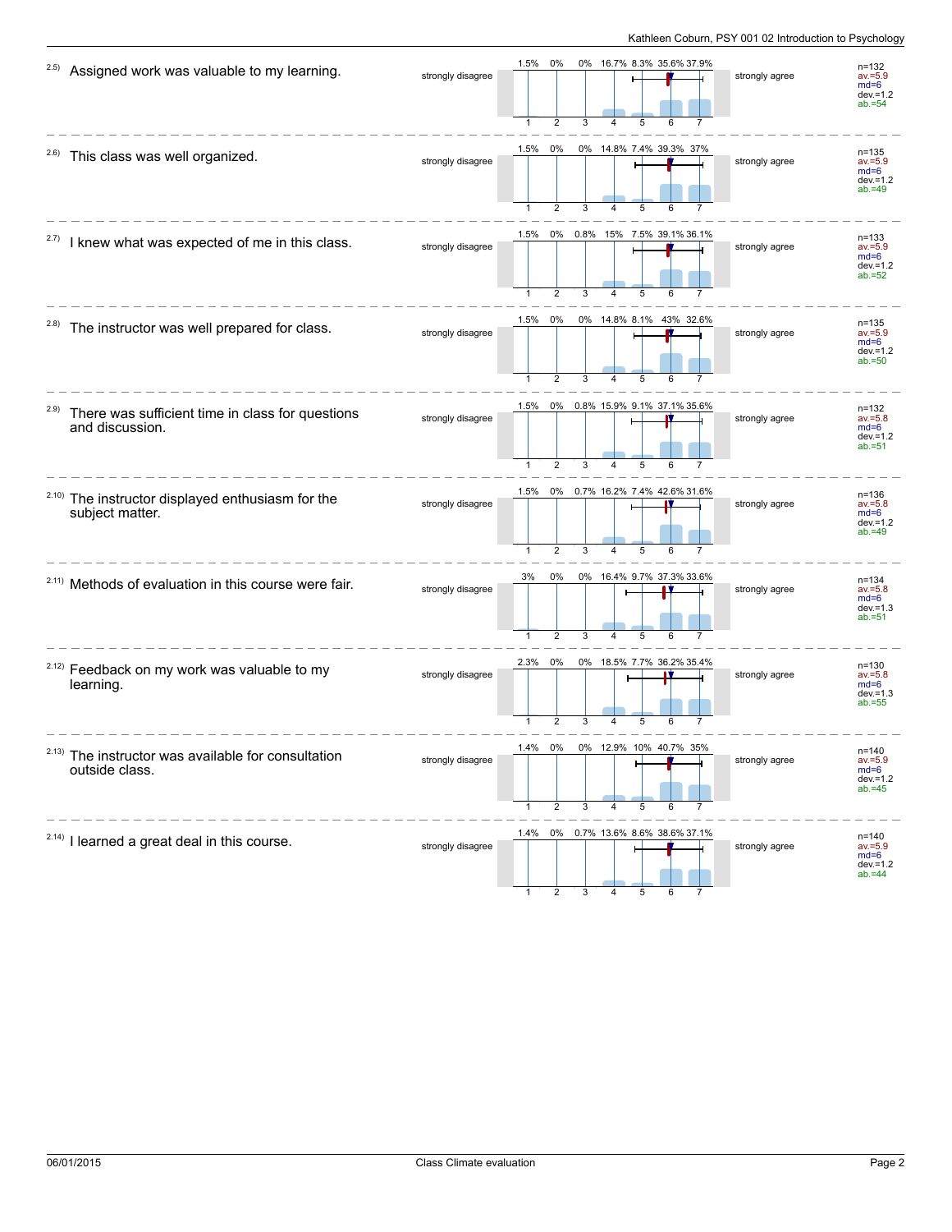| Item | Question | | 1 | 2 | 3 | 4 | 5 | 6 | 7 | | Statistics |
|---|---|---|---|---|---|---|---|---|---|---|---|
| 2.5) | Assigned work was valuable to my learning. | strongly disagree | 1.5% | 0% | 0% | 16.7% | 8.3% | 35.6% | 37.9% | strongly agree | n=132 av.=5.9 md=6 dev.=1.2 ab.=54 |
| 2.6) | This class was well organized. | strongly disagree | 1.5% | 0% | 0% | 14.8% | 7.4% | 39.3% | 37% | strongly agree | n=135 av.=5.9 md=6 dev.=1.2 ab.=49 |
| 2.7) | I knew what was expected of me in this class. | strongly disagree | 1.5% | 0% | 0.8% | 15% | 7.5% | 39.1% | 36.1% | strongly agree | n=133 av.=5.9 md=6 dev.=1.2 ab.=52 |
| 2.8) | The instructor was well prepared for class. | strongly disagree | 1.5% | 0% | 0% | 14.8% | 8.1% | 43% | 32.6% | strongly agree | n=135 av.=5.9 md=6 dev.=1.2 ab.=50 |
| 2.9) | There was sufficient time in class for questions and discussion. | strongly disagree | 1.5% | 0% | 0.8% | 15.9% | 9.1% | 37.1% | 35.6% | strongly agree | n=132 av.=5.8 md=6 dev.=1.2 ab.=51 |
| 2.10) | The instructor displayed enthusiasm for the subject matter. | strongly disagree | 1.5% | 0% | 0.7% | 16.2% | 7.4% | 42.6% | 31.6% | strongly agree | n=136 av.=5.8 md=6 dev.=1.2 ab.=49 |
| 2.11) | Methods of evaluation in this course were fair. | strongly disagree | 3% | 0% | 0% | 16.4% | 9.7% | 37.3% | 33.6% | strongly agree | n=134 av.=5.8 md=6 dev.=1.3 ab.=51 |
| 2.12) | Feedback on my work was valuable to my learning. | strongly disagree | 2.3% | 0% | 0% | 18.5% | 7.7% | 36.2% | 35.4% | strongly agree | n=130 av.=5.8 md=6 dev.=1.3 ab.=55 |
| 2.13) | The instructor was available for consultation outside class. | strongly disagree | 1.4% | 0% | 0% | 12.9% | 10% | 40.7% | 35% | strongly agree | n=140 av.=5.9 md=6 dev.=1.2 ab.=45 |
| 2.14) | I learned a great deal in this course. | strongly disagree | 1.4% | 0% | 0.7% | 13.6% | 8.6% | 38.6% | 37.1% | strongly agree | n=140 av.=5.9 md=6 dev.=1.2 ab.=44 |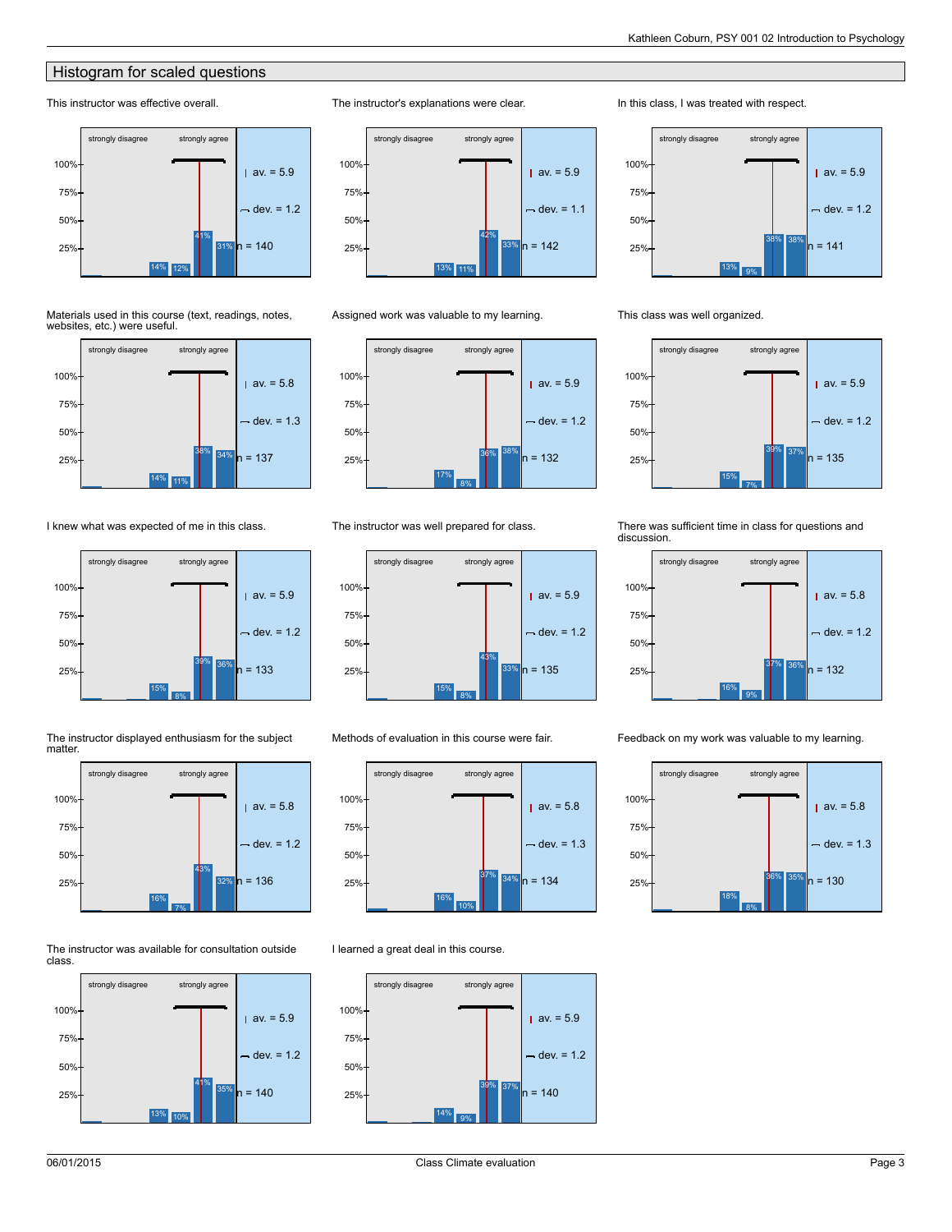## Histogram for scaled questions

**This instructor was effective overall.**

strongly disagree — strongly agree

- 14%, 12%, 41%, 31%
- av. = 5.9
- dev. = 1.2
- n = 140

**The instructor's explanations were clear.**

strongly disagree — strongly agree

- 13%, 11%, 42%, 33%
- av. = 5.9
- dev. = 1.1
- n = 142

**In this class, I was treated with respect.**

strongly disagree — strongly agree

- 13%, 9%, 38%, 38%
- av. = 5.9
- dev. = 1.2
- n = 141

**Materials used in this course (text, readings, notes, websites, etc.) were useful.**

strongly disagree — strongly agree

- 14%, 11%, 38%, 34%
- av. = 5.8
- dev. = 1.3
- n = 137

**Assigned work was valuable to my learning.**

strongly disagree — strongly agree

- 17%, 8%, 36%, 38%
- av. = 5.9
- dev. = 1.2
- n = 132

**This class was well organized.**

strongly disagree — strongly agree

- 15%, 7%, 39%, 37%
- av. = 5.9
- dev. = 1.2
- n = 135

**I knew what was expected of me in this class.**

strongly disagree — strongly agree

- 15%, 8%, 39%, 36%
- av. = 5.9
- dev. = 1.2
- n = 133

**The instructor was well prepared for class.**

strongly disagree — strongly agree

- 15%, 8%, 43%, 33%
- av. = 5.9
- dev. = 1.2
- n = 135

**There was sufficient time in class for questions and discussion.**

strongly disagree — strongly agree

- 16%, 9%, 37%, 36%
- av. = 5.8
- dev. = 1.2
- n = 132

**The instructor displayed enthusiasm for the subject matter.**

strongly disagree — strongly agree

- 16%, 7%, 43%, 32%
- av. = 5.8
- dev. = 1.2
- n = 136

**Methods of evaluation in this course were fair.**

strongly disagree — strongly agree

- 16%, 10%, 37%, 34%
- av. = 5.8
- dev. = 1.3
- n = 134

**Feedback on my work was valuable to my learning.**

strongly disagree — strongly agree

- 18%, 8%, 36%, 35%
- av. = 5.8
- dev. = 1.3
- n = 130

**The instructor was available for consultation outside class.**

strongly disagree — strongly agree

- 13%, 10%, 41%, 35%
- av. = 5.9
- dev. = 1.2
- n = 140

**I learned a great deal in this course.**

strongly disagree — strongly agree

- 14%, 9%, 39%, 37%
- av. = 5.9
- dev. = 1.2
- n = 140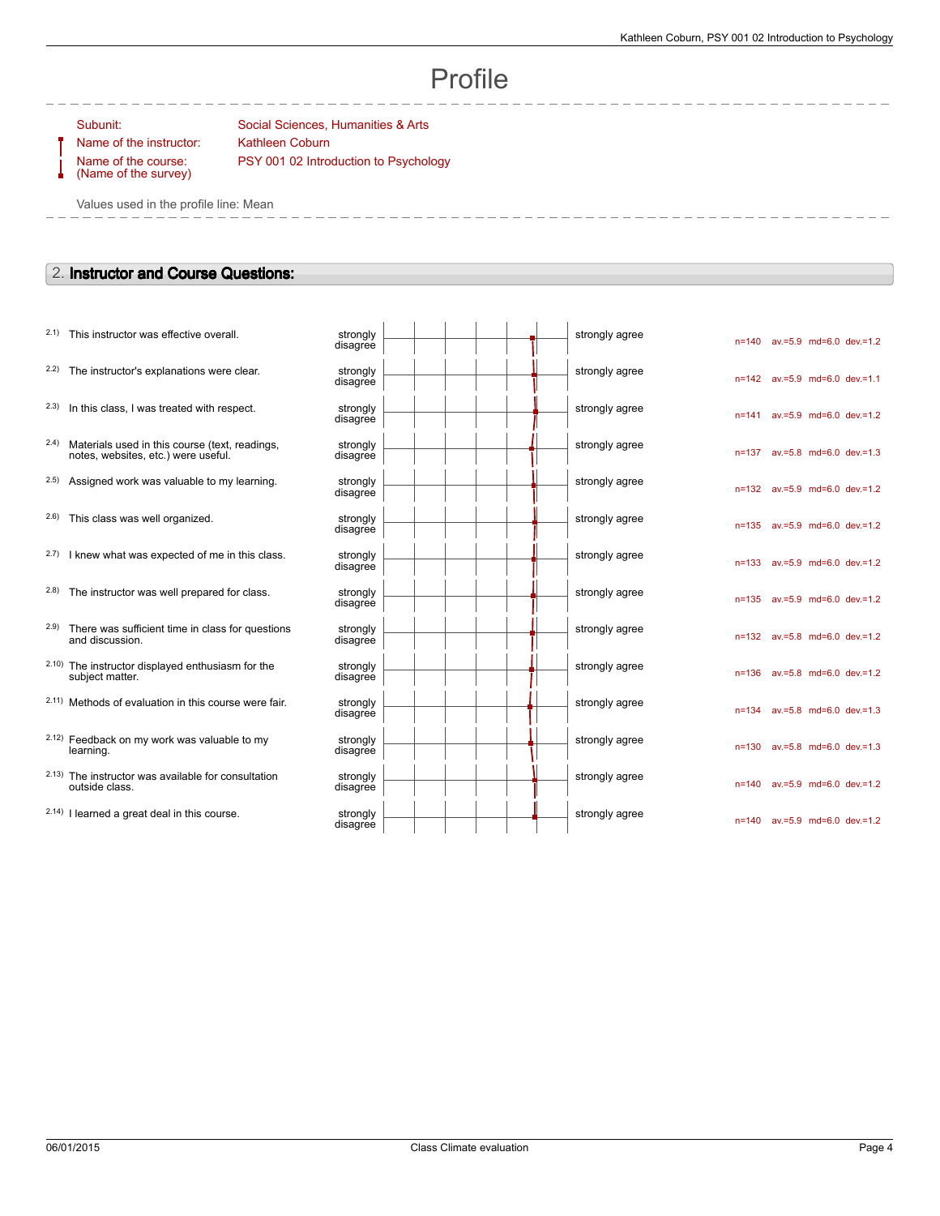# Profile

Subunit: Social Sciences, Humanities & Arts

Name of the instructor: Kathleen Coburn

Name of the course: (Name of the survey) PSY 001 02 Introduction to Psychology

Values used in the profile line: Mean

## 2. Instructor and Course Questions:

| | Question | Left pole | Right pole | n | av. | md | dev. |
|---|---|---|---|---|---|---|---|
| 2.1) | This instructor was effective overall. | strongly disagree | strongly agree | n=140 | av.=5.9 | md=6.0 | dev.=1.2 |
| 2.2) | The instructor's explanations were clear. | strongly disagree | strongly agree | n=142 | av.=5.9 | md=6.0 | dev.=1.1 |
| 2.3) | In this class, I was treated with respect. | strongly disagree | strongly agree | n=141 | av.=5.9 | md=6.0 | dev.=1.2 |
| 2.4) | Materials used in this course (text, readings, notes, websites, etc.) were useful. | strongly disagree | strongly agree | n=137 | av.=5.8 | md=6.0 | dev.=1.3 |
| 2.5) | Assigned work was valuable to my learning. | strongly disagree | strongly agree | n=132 | av.=5.9 | md=6.0 | dev.=1.2 |
| 2.6) | This class was well organized. | strongly disagree | strongly agree | n=135 | av.=5.9 | md=6.0 | dev.=1.2 |
| 2.7) | I knew what was expected of me in this class. | strongly disagree | strongly agree | n=133 | av.=5.9 | md=6.0 | dev.=1.2 |
| 2.8) | The instructor was well prepared for class. | strongly disagree | strongly agree | n=135 | av.=5.9 | md=6.0 | dev.=1.2 |
| 2.9) | There was sufficient time in class for questions and discussion. | strongly disagree | strongly agree | n=132 | av.=5.8 | md=6.0 | dev.=1.2 |
| 2.10) | The instructor displayed enthusiasm for the subject matter. | strongly disagree | strongly agree | n=136 | av.=5.8 | md=6.0 | dev.=1.2 |
| 2.11) | Methods of evaluation in this course were fair. | strongly disagree | strongly agree | n=134 | av.=5.8 | md=6.0 | dev.=1.3 |
| 2.12) | Feedback on my work was valuable to my learning. | strongly disagree | strongly agree | n=130 | av.=5.8 | md=6.0 | dev.=1.3 |
| 2.13) | The instructor was available for consultation outside class. | strongly disagree | strongly agree | n=140 | av.=5.9 | md=6.0 | dev.=1.2 |
| 2.14) | I learned a great deal in this course. | strongly disagree | strongly agree | n=140 | av.=5.9 | md=6.0 | dev.=1.2 |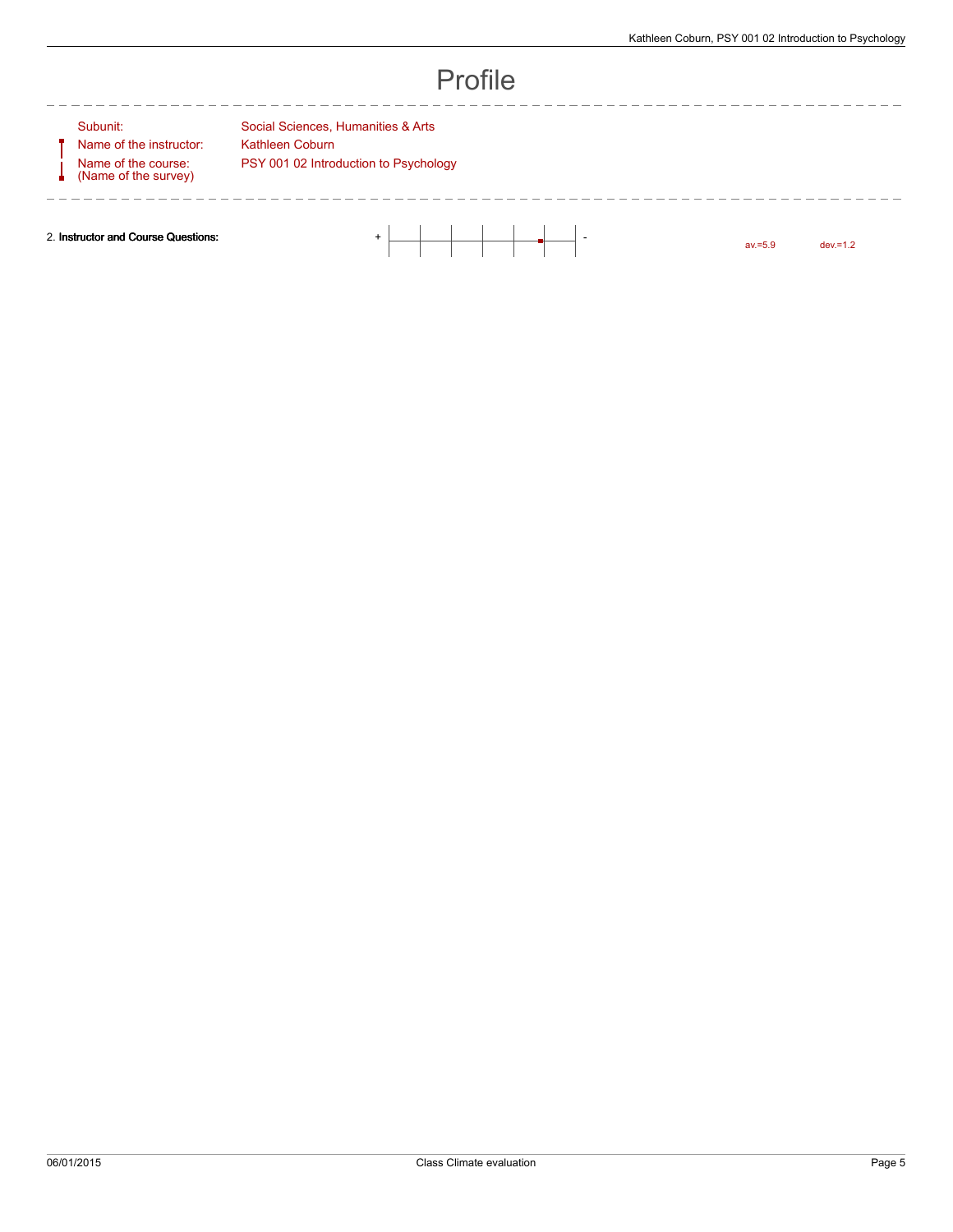# Profile

| | |
|---|---|
| Subunit: | Social Sciences, Humanities & Arts |
| Name of the instructor: | Kathleen Coburn |
| Name of the course: (Name of the survey) | PSY 001 02 Introduction to Psychology |

| | | | |
|---|---|---|---|
| 2. **Instructor and Course Questions:** | + - | av.=5.9 | dev.=1.2 |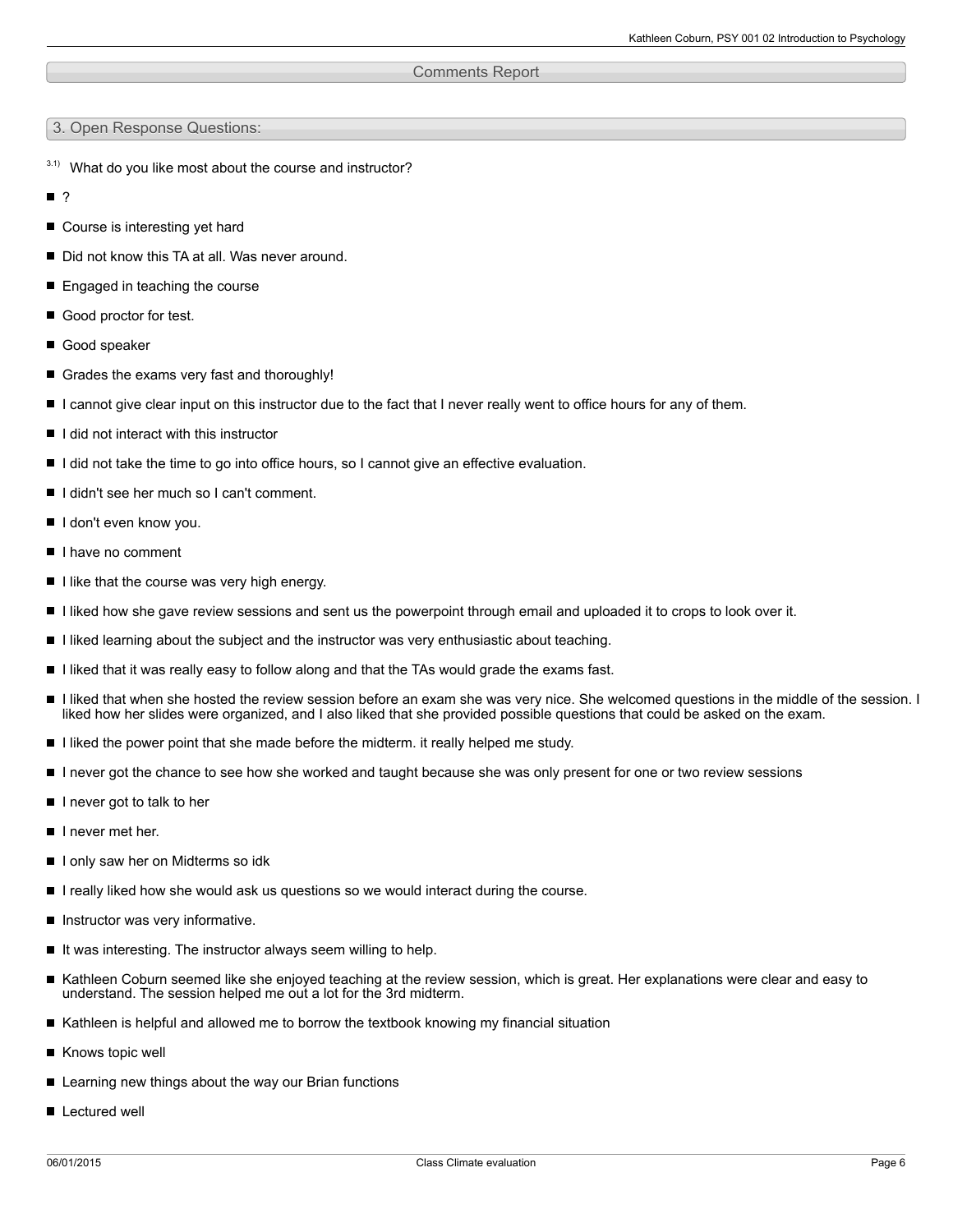## Comments Report

### 3. Open Response Questions:

3.1) What do you like most about the course and instructor?

- ?
- Course is interesting yet hard
- Did not know this TA at all. Was never around.
- Engaged in teaching the course
- Good proctor for test.
- Good speaker
- Grades the exams very fast and thoroughly!
- I cannot give clear input on this instructor due to the fact that I never really went to office hours for any of them.
- I did not interact with this instructor
- I did not take the time to go into office hours, so I cannot give an effective evaluation.
- I didn't see her much so I can't comment.
- I don't even know you.
- I have no comment
- I like that the course was very high energy.
- I liked how she gave review sessions and sent us the powerpoint through email and uploaded it to crops to look over it.
- I liked learning about the subject and the instructor was very enthusiastic about teaching.
- I liked that it was really easy to follow along and that the TAs would grade the exams fast.
- I liked that when she hosted the review session before an exam she was very nice. She welcomed questions in the middle of the session. I liked how her slides were organized, and I also liked that she provided possible questions that could be asked on the exam.
- I liked the power point that she made before the midterm. it really helped me study.
- I never got the chance to see how she worked and taught because she was only present for one or two review sessions
- I never got to talk to her
- I never met her.
- I only saw her on Midterms so idk
- I really liked how she would ask us questions so we would interact during the course.
- Instructor was very informative.
- It was interesting. The instructor always seem willing to help.
- Kathleen Coburn seemed like she enjoyed teaching at the review session, which is great. Her explanations were clear and easy to understand. The session helped me out a lot for the 3rd midterm.
- Kathleen is helpful and allowed me to borrow the textbook knowing my financial situation
- Knows topic well
- Learning new things about the way our Brian functions
- Lectured well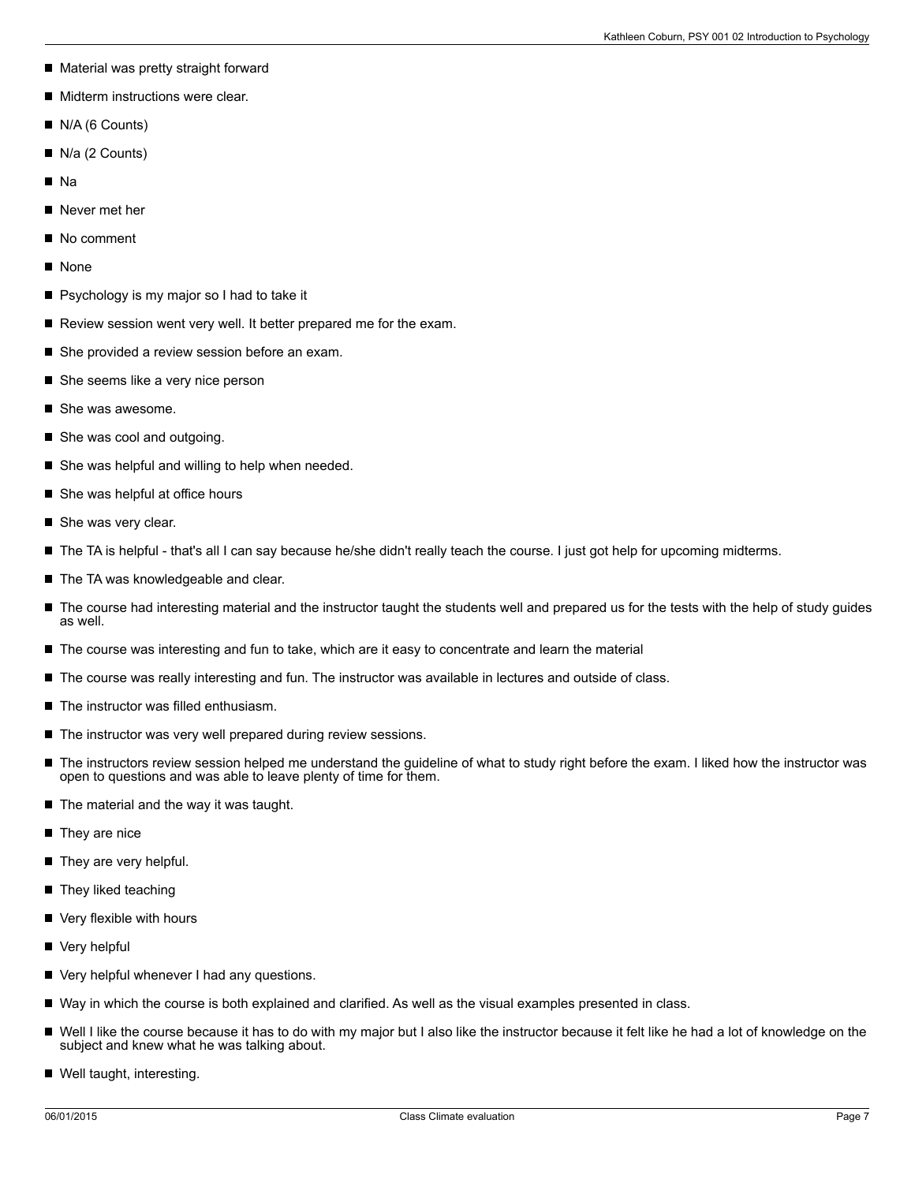- Material was pretty straight forward
- Midterm instructions were clear.
- N/A (6 Counts)
- N/a (2 Counts)
- Na
- Never met her
- No comment
- None
- Psychology is my major so I had to take it
- Review session went very well. It better prepared me for the exam.
- She provided a review session before an exam.
- She seems like a very nice person
- She was awesome.
- She was cool and outgoing.
- She was helpful and willing to help when needed.
- She was helpful at office hours
- She was very clear.
- The TA is helpful - that's all I can say because he/she didn't really teach the course. I just got help for upcoming midterms.
- The TA was knowledgeable and clear.
- The course had interesting material and the instructor taught the students well and prepared us for the tests with the help of study guides as well.
- The course was interesting and fun to take, which are it easy to concentrate and learn the material
- The course was really interesting and fun. The instructor was available in lectures and outside of class.
- The instructor was filled enthusiasm.
- The instructor was very well prepared during review sessions.
- The instructors review session helped me understand the guideline of what to study right before the exam. I liked how the instructor was open to questions and was able to leave plenty of time for them.
- The material and the way it was taught.
- They are nice
- They are very helpful.
- They liked teaching
- Very flexible with hours
- Very helpful
- Very helpful whenever I had any questions.
- Way in which the course is both explained and clarified. As well as the visual examples presented in class.
- Well I like the course because it has to do with my major but I also like the instructor because it felt like he had a lot of knowledge on the subject and knew what he was talking about.
- Well taught, interesting.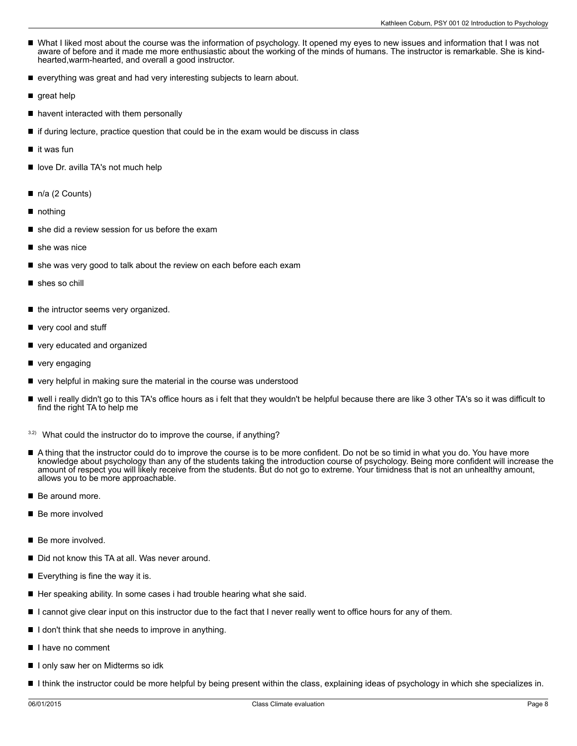- What I liked most about the course was the information of psychology. It opened my eyes to new issues and information that I was not aware of before and it made me more enthusiastic about the working of the minds of humans. The instructor is remarkable. She is kind-hearted,warm-hearted, and overall a good instructor.
- everything was great and had very interesting subjects to learn about.
- great help
- havent interacted with them personally
- if during lecture, practice question that could be in the exam would be discuss in class
- it was fun
- love Dr. avilla TA's not much help
- n/a (2 Counts)
- nothing
- she did a review session for us before the exam
- she was nice
- she was very good to talk about the review on each before each exam
- shes so chill
- the intructor seems very organized.
- very cool and stuff
- very educated and organized
- very engaging
- very helpful in making sure the material in the course was understood
- well i really didn't go to this TA's office hours as i felt that they wouldn't be helpful because there are like 3 other TA's so it was difficult to find the right TA to help me

3.2) What could the instructor do to improve the course, if anything?

- A thing that the instructor could do to improve the course is to be more confident. Do not be so timid in what you do. You have more knowledge about psychology than any of the students taking the introduction course of psychology. Being more confident will increase the amount of respect you will likely receive from the students. But do not go to extreme. Your timidness that is not an unhealthy amount, allows you to be more approachable.
- Be around more.
- Be more involved
- Be more involved.
- Did not know this TA at all. Was never around.
- Everything is fine the way it is.
- Her speaking ability. In some cases i had trouble hearing what she said.
- I cannot give clear input on this instructor due to the fact that I never really went to office hours for any of them.
- I don't think that she needs to improve in anything.
- I have no comment
- I only saw her on Midterms so idk
- I think the instructor could be more helpful by being present within the class, explaining ideas of psychology in which she specializes in.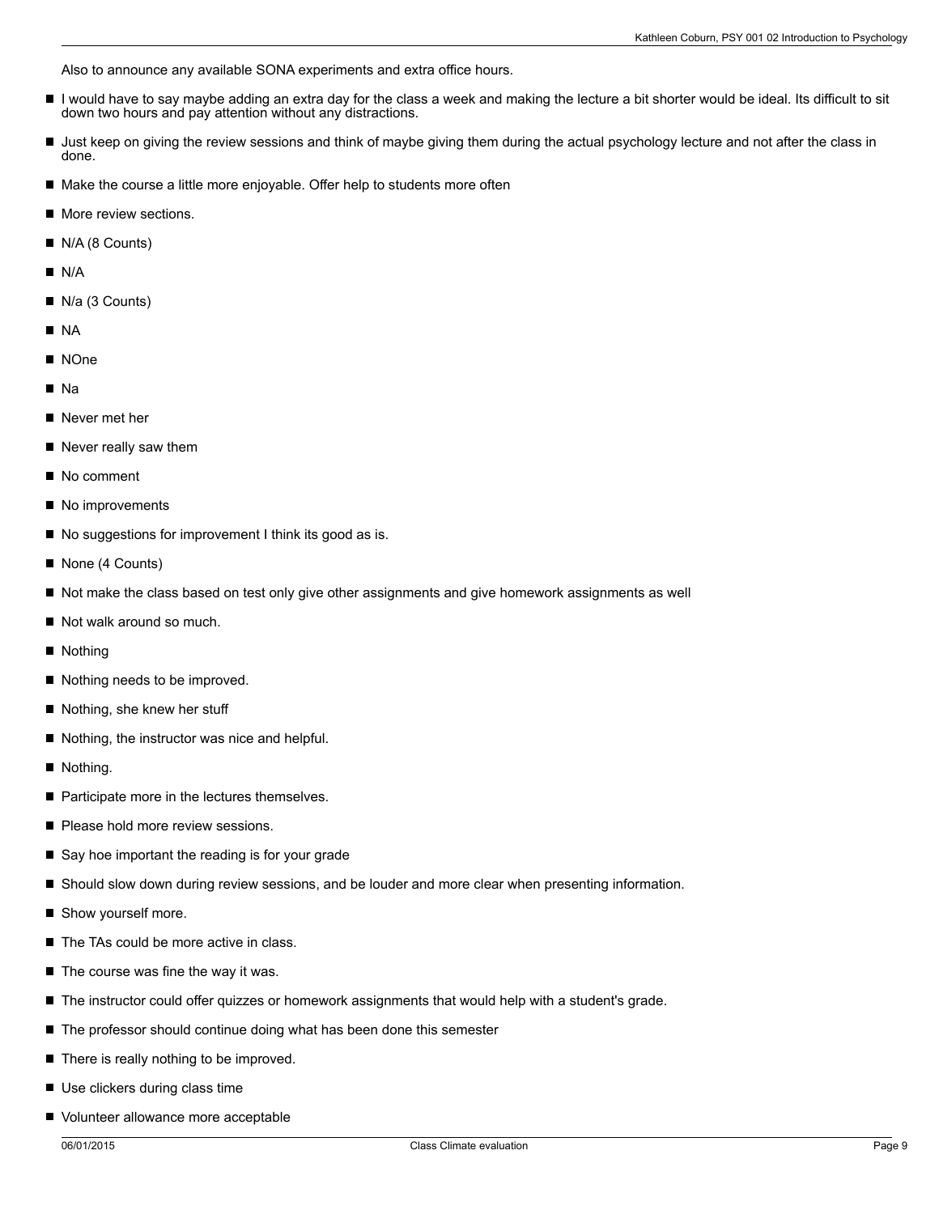Also to announce any available SONA experiments and extra office hours.

- I would have to say maybe adding an extra day for the class a week and making the lecture a bit shorter would be ideal. Its difficult to sit down two hours and pay attention without any distractions.
- Just keep on giving the review sessions and think of maybe giving them during the actual psychology lecture and not after the class in done.
- Make the course a little more enjoyable. Offer help to students more often
- More review sections.
- N/A (8 Counts)
- N/A
- N/a (3 Counts)
- NA
- NOne
- Na
- Never met her
- Never really saw them
- No comment
- No improvements
- No suggestions for improvement I think its good as is.
- None (4 Counts)
- Not make the class based on test only give other assignments and give homework assignments as well
- Not walk around so much.
- Nothing
- Nothing needs to be improved.
- Nothing, she knew her stuff
- Nothing, the instructor was nice and helpful.
- Nothing.
- Participate more in the lectures themselves.
- Please hold more review sessions.
- Say hoe important the reading is for your grade
- Should slow down during review sessions, and be louder and more clear when presenting information.
- Show yourself more.
- The TAs could be more active in class.
- The course was fine the way it was.
- The instructor could offer quizzes or homework assignments that would help with a student's grade.
- The professor should continue doing what has been done this semester
- There is really nothing to be improved.
- Use clickers during class time
- Volunteer allowance more acceptable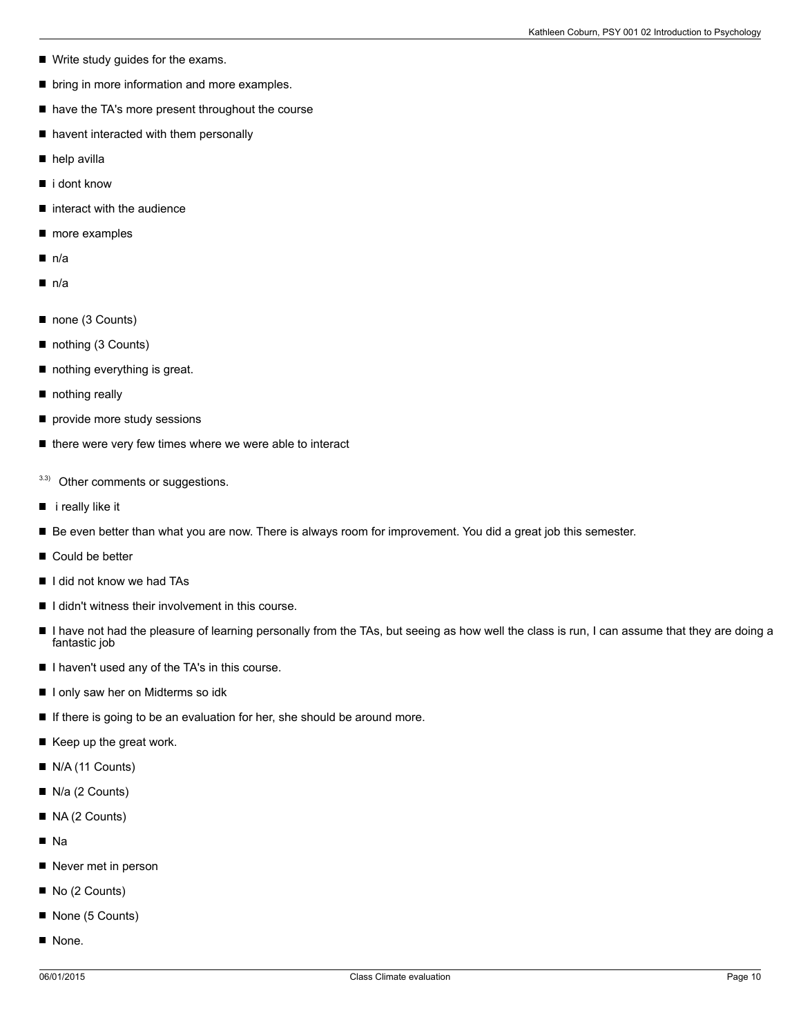- Write study guides for the exams.
- bring in more information and more examples.
- have the TA's more present throughout the course
- havent interacted with them personally
- help avilla
- i dont know
- interact with the audience
- more examples
- n/a
- n/a
- none (3 Counts)
- nothing (3 Counts)
- nothing everything is great.
- nothing really
- provide more study sessions
- there were very few times where we were able to interact

3.3) Other comments or suggestions.

- i really like it
- Be even better than what you are now. There is always room for improvement. You did a great job this semester.
- Could be better
- I did not know we had TAs
- I didn't witness their involvement in this course.
- I have not had the pleasure of learning personally from the TAs, but seeing as how well the class is run, I can assume that they are doing a fantastic job
- I haven't used any of the TA's in this course.
- I only saw her on Midterms so idk
- If there is going to be an evaluation for her, she should be around more.
- Keep up the great work.
- N/A (11 Counts)
- N/a (2 Counts)
- NA (2 Counts)
- Na
- Never met in person
- No (2 Counts)
- None (5 Counts)
- None.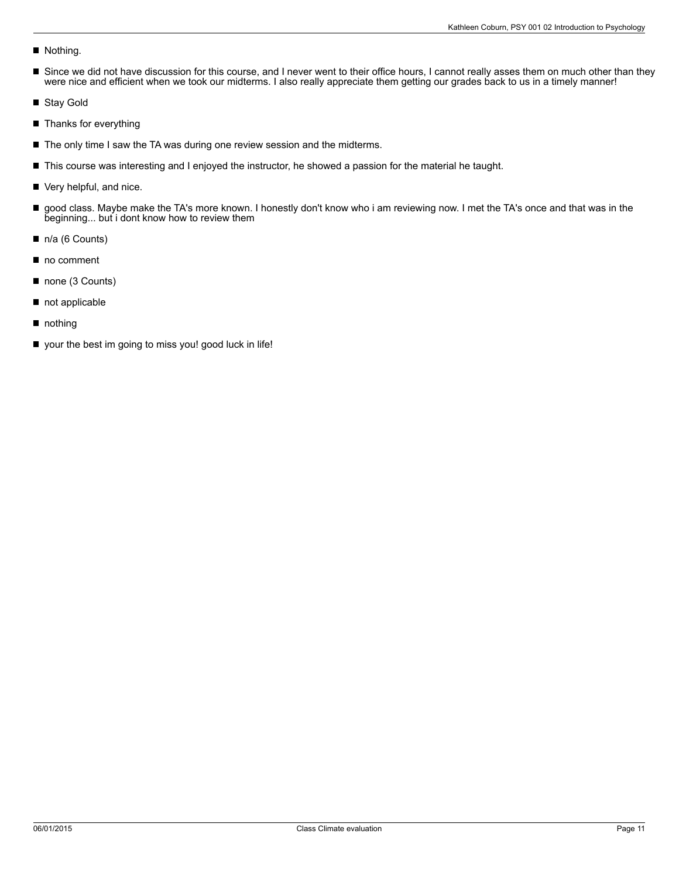- Nothing.
- Since we did not have discussion for this course, and I never went to their office hours, I cannot really asses them on much other than they were nice and efficient when we took our midterms. I also really appreciate them getting our grades back to us in a timely manner!
- Stay Gold
- Thanks for everything
- The only time I saw the TA was during one review session and the midterms.
- This course was interesting and I enjoyed the instructor, he showed a passion for the material he taught.
- Very helpful, and nice.
- good class. Maybe make the TA's more known. I honestly don't know who i am reviewing now. I met the TA's once and that was in the beginning... but i dont know how to review them
- n/a (6 Counts)
- no comment
- none (3 Counts)
- not applicable
- nothing
- your the best im going to miss you! good luck in life!